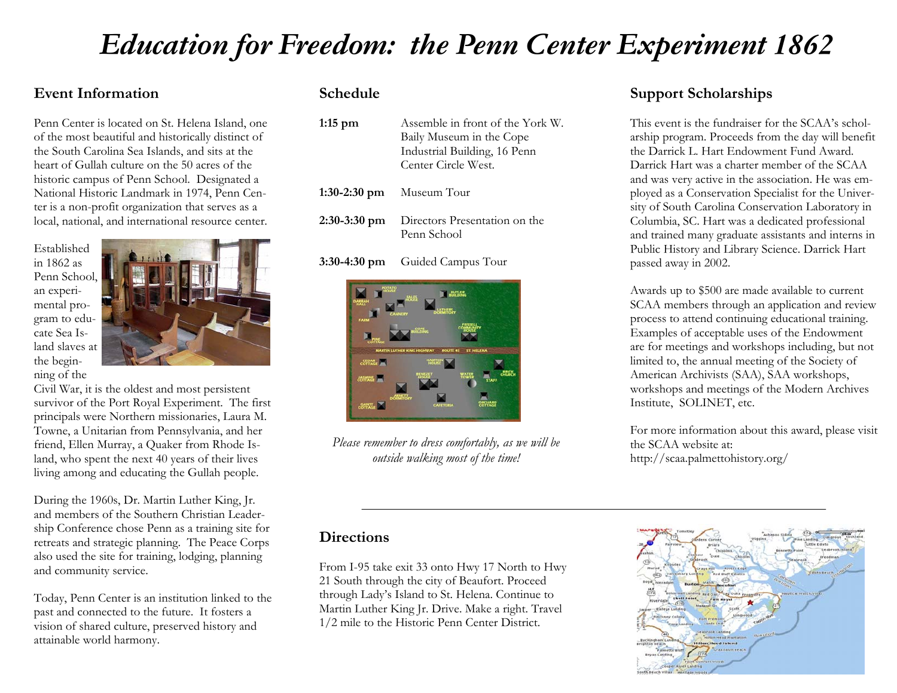# Education for Freedom: the Penn Center Experiment 1862

## Event Information

Penn Center is located on St. Helena Island, one of the most beautiful and historically distinct of the South Carolina Sea Islands, and sits at the heart of Gullah culture on the 50 acres of the historic campus of Penn School. Designated a National Historic Landmark in 1974, Penn Center is a non-profit organization that serves as a local, national, and international resource center.

Established in 1862 as Penn School, an experimental program to educate Sea Island slaves at the beginning of the Civil War, it is the oldest and most persistent survivor of the Port Royal Experiment. The first principals were Northern missionaries, Laura M. Towne, a Unitarian from Pennsylvania, and her friend, Ellen Murray, a Quaker from Rhode Island, who spent the next 40 years of their lives living among and educating the Gullah people.

During the 1960s, Dr. Martin Luther King, Jr. and members of the Southern Christian Leadership Conference chose Penn as a training site for retreats and strategic planning. The Peace Corps also used the site for training, lodging, planning and community service.

Today, Penn Center is an institution linked to the past and connected to the future. It fosters a vision of shared culture, preserved history and attainable world harmony.

## Schedule

**1:15 pm** — Assemble in front of the York W. Baily Museum in the Cope Industrial Building, 16 Penn Center Circle West.

**1:30-2:30 pm** — Museum Tour

**2:30-3:30 pm** — Directors Presentation on the Penn School

**3:30-4:30 pm** — Guided Campus Tour

*Please remember to dress comfortably, as we will be outside walking most of the time!*

## Support Scholarships

This event is the fundraiser for the SCAA's scholarship program. Proceeds from the day will benefit the Darrick L. Hart Endowment Fund Award. Darrick Hart was a charter member of the SCAA and was very active in the association. He was employed as a Conservation Specialist for the University of South Carolina Conservation Laboratory in Columbia, SC. Hart was a dedicated professional and trained many graduate assistants and interns in Public History and Library Science. Darrick Hart passed away in 2002.

Awards up to $500 are made available to current SCAA members through an application and review process to attend continuing educational training. Examples of acceptable uses of the Endowment are for meetings and workshops including, but not limited to, the annual meeting of the Society of American Archivists (SAA), SAA workshops, workshops and meetings of the Modern Archives Institute, SOLINET, etc.

For more information about this award, please visit the SCAA website at: http://scaa.palmettohistory.org/

## Directions

From I-95 take exit 33 onto Hwy 17 North to Hwy 21 South through the city of Beaufort. Proceed through Lady's Island to St. Helena. Continue to Martin Luther King Jr. Drive. Make a right. Travel 1/2 mile to the Historic Penn Center District.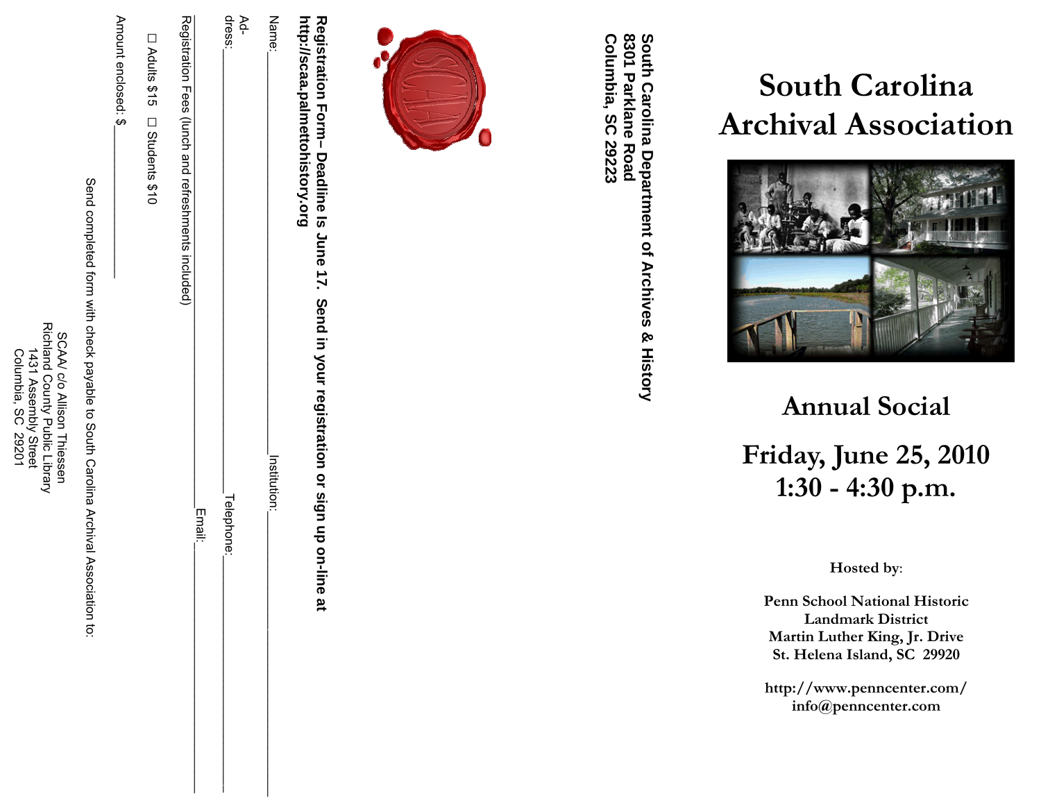South Carolina Department of Archives & History
8301 Parklane Road
Columbia, SC 29223

**Registration Form– Deadline is June 17. Send in your registration or sign up on-line at http://scaa.palmettohistory.org**

Name:_______________________ Institution:_______________________

Address:_______________________ Telephone:_______________________

_______________________ Email:_______________________

Registration Fees (lunch and refreshments included)

☐ Adults $15 ☐ Students $10

Amount enclosed: $________

Send completed form with check payable to South Carolina Archival Association to:

SCAA/ c/o Allison Thiessen
Richland County Public Library
1431 Assembly Street
Columbia, SC 29201

# South Carolina Archival Association

## Annual Social

## Friday, June 25, 2010
## 1:30 - 4:30 p.m.

**Hosted by:**

**Penn School National Historic Landmark District**
**Martin Luther King, Jr. Drive**
**St. Helena Island, SC 29920**

**http://www.penncenter.com/**
**info@penncenter.com**